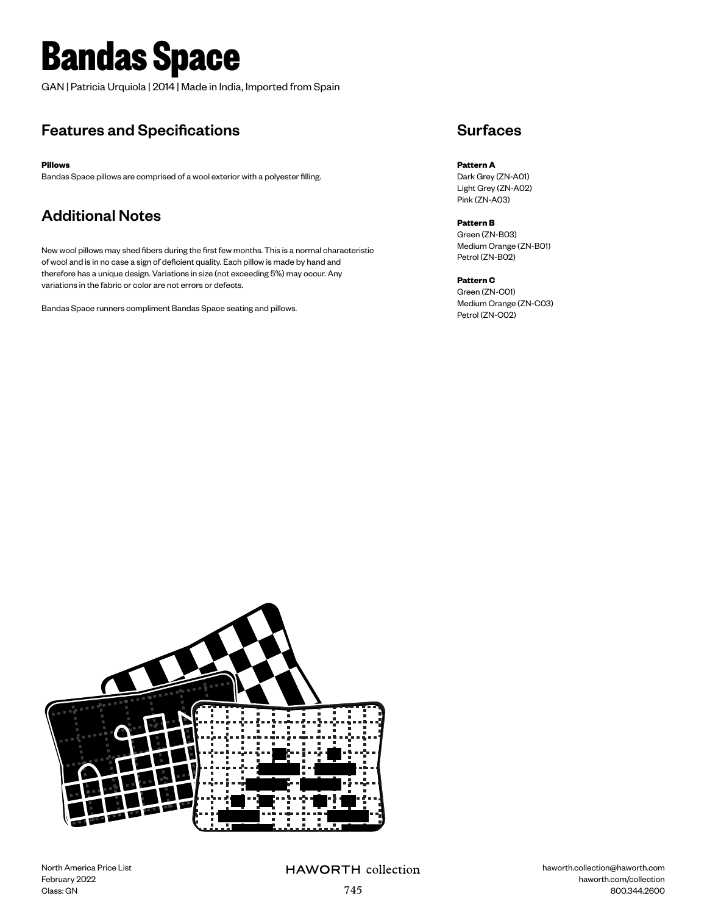# Bandas Space

GAN | Patricia Urquiola | 2014 | Made in India, Imported from Spain

## Features and Specifications

**Pillows**
Bandas Space pillows are comprised of a wool exterior with a polyester filling.

## Additional Notes

New wool pillows may shed fibers during the first few months. This is a normal characteristic of wool and is in no case a sign of deficient quality. Each pillow is made by hand and therefore has a unique design. Variations in size (not exceeding 5%) may occur. Any variations in the fabric or color are not errors or defects.

Bandas Space runners compliment Bandas Space seating and pillows.

## Surfaces

**Pattern A**
Dark Grey (ZN-A01)
Light Grey (ZN-A02)
Pink (ZN-A03)

**Pattern B**
Green (ZN-B03)
Medium Orange (ZN-B01)
Petrol (ZN-B02)

**Pattern C**
Green (ZN-C01)
Medium Orange (ZN-C03)
Petrol (ZN-C02)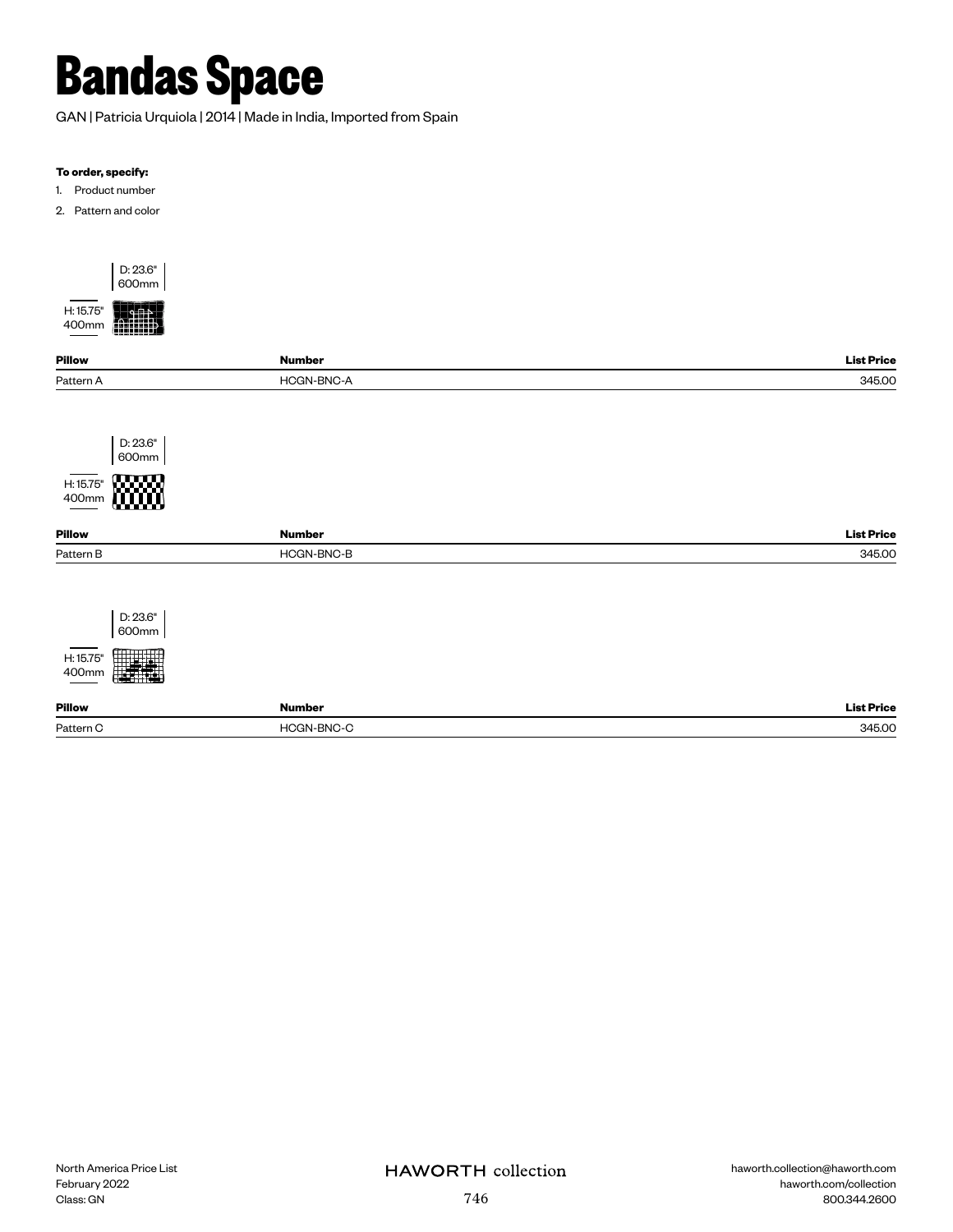# Bandas Space

GAN | Patricia Urquiola | 2014 | Made in India, Imported from Spain

**To order, specify:**

1. Product number
2. Pattern and color

D: 23.6"
600mm

H: 15.75"
400mm

| Pillow | Number | List Price |
|---|---|---|
| Pattern A | HCGN-BNC-A | 345.00 |

D: 23.6"
600mm

H: 15.75"
400mm

| Pillow | Number | List Price |
|---|---|---|
| Pattern B | HCGN-BNC-B | 345.00 |

D: 23.6"
600mm

H: 15.75"
400mm

| Pillow | Number | List Price |
|---|---|---|
| Pattern C | HCGN-BNC-C | 345.00 |

North America Price List
February 2022
Class: GN

HAWORTH collection

haworth.collection@haworth.com
haworth.com/collection
800.344.2600